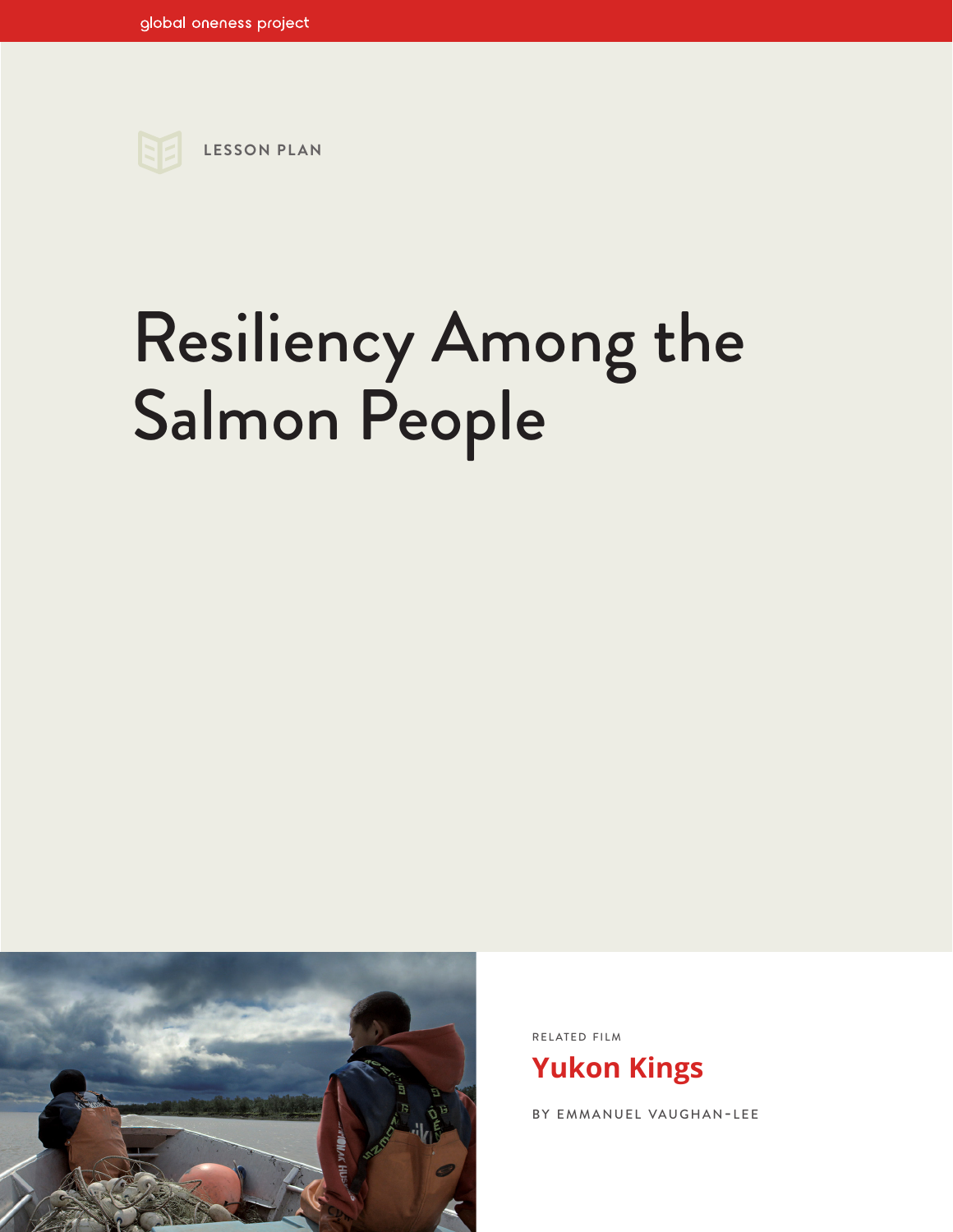global oneness project

LESSON PLAN

# Resiliency Among the Salmon People

RELATED FILM

## Yukon Kings

BY EMMANUEL VAUGHAN-LEE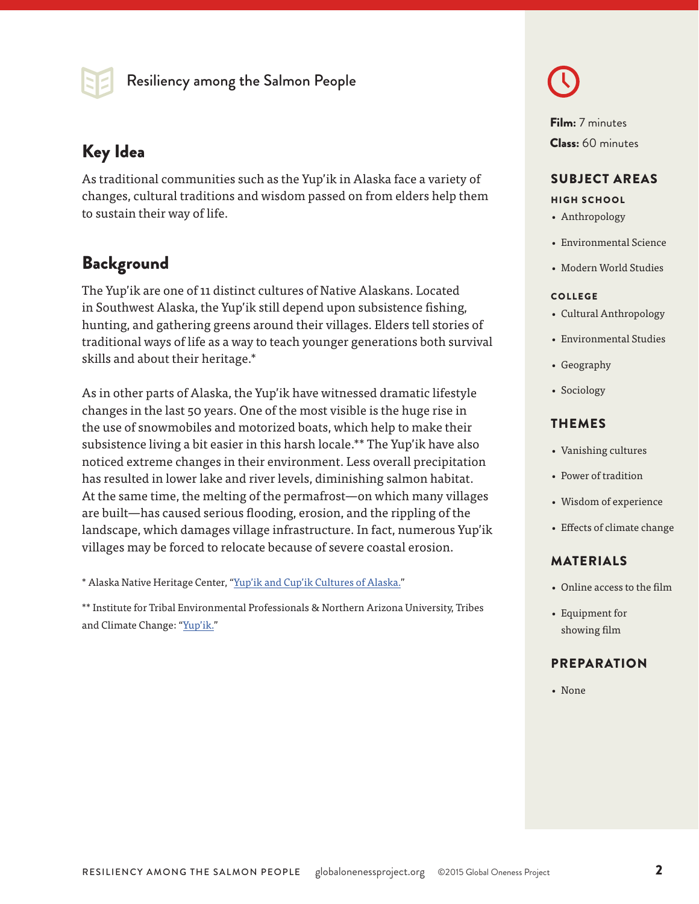Resiliency among the Salmon People

## Key Idea

As traditional communities such as the Yup'ik in Alaska face a variety of changes, cultural traditions and wisdom passed on from elders help them to sustain their way of life.

## Background

The Yup'ik are one of 11 distinct cultures of Native Alaskans. Located in Southwest Alaska, the Yup'ik still depend upon subsistence fishing, hunting, and gathering greens around their villages. Elders tell stories of traditional ways of life as a way to teach younger generations both survival skills and about their heritage.*

As in other parts of Alaska, the Yup'ik have witnessed dramatic lifestyle changes in the last 50 years. One of the most visible is the huge rise in the use of snowmobiles and motorized boats, which help to make their subsistence living a bit easier in this harsh locale.** The Yup'ik have also noticed extreme changes in their environment. Less overall precipitation has resulted in lower lake and river levels, diminishing salmon habitat. At the same time, the melting of the permafrost—on which many villages are built—has caused serious flooding, erosion, and the rippling of the landscape, which damages village infrastructure. In fact, numerous Yup'ik villages may be forced to relocate because of severe coastal erosion.

* Alaska Native Heritage Center, "Yup'ik and Cup'ik Cultures of Alaska."

** Institute for Tribal Environmental Professionals & Northern Arizona University, Tribes and Climate Change: "Yup'ik."

**Film:** 7 minutes
**Class:** 60 minutes

### SUBJECT AREAS

**HIGH SCHOOL**

- Anthropology
- Environmental Science
- Modern World Studies

**COLLEGE**

- Cultural Anthropology
- Environmental Studies
- Geography
- Sociology

### THEMES

- Vanishing cultures
- Power of tradition
- Wisdom of experience
- Effects of climate change

### MATERIALS

- Online access to the film
- Equipment for showing film

### PREPARATION

- None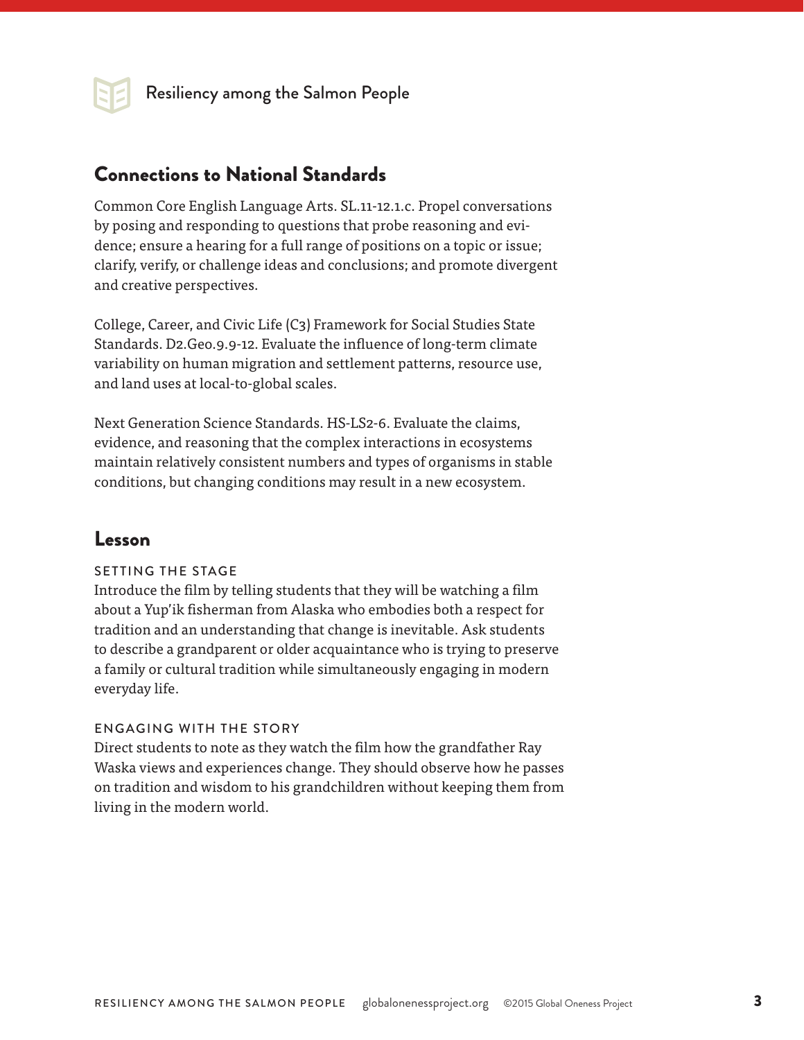## Connections to National Standards

Common Core English Language Arts. SL.11-12.1.c. Propel conversations by posing and responding to questions that probe reasoning and evidence; ensure a hearing for a full range of positions on a topic or issue; clarify, verify, or challenge ideas and conclusions; and promote divergent and creative perspectives.

College, Career, and Civic Life (C3) Framework for Social Studies State Standards. D2.Geo.9.9-12. Evaluate the influence of long-term climate variability on human migration and settlement patterns, resource use, and land uses at local-to-global scales.

Next Generation Science Standards. HS-LS2-6. Evaluate the claims, evidence, and reasoning that the complex interactions in ecosystems maintain relatively consistent numbers and types of organisms in stable conditions, but changing conditions may result in a new ecosystem.

## Lesson

### SETTING THE STAGE

Introduce the film by telling students that they will be watching a film about a Yup'ik fisherman from Alaska who embodies both a respect for tradition and an understanding that change is inevitable. Ask students to describe a grandparent or older acquaintance who is trying to preserve a family or cultural tradition while simultaneously engaging in modern everyday life.

### ENGAGING WITH THE STORY

Direct students to note as they watch the film how the grandfather Ray Waska views and experiences change. They should observe how he passes on tradition and wisdom to his grandchildren without keeping them from living in the modern world.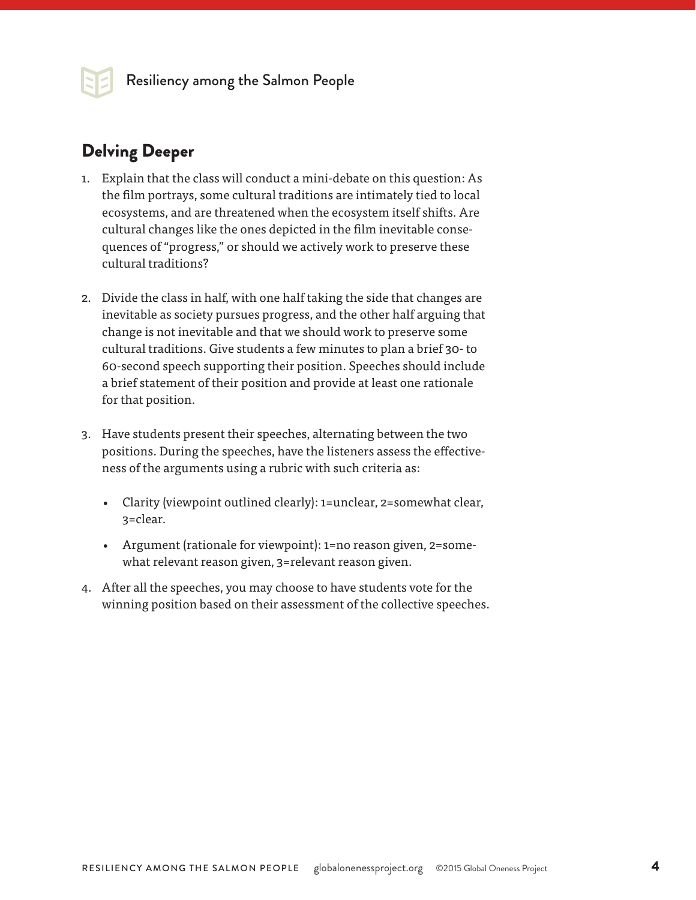## Delving Deeper

1. Explain that the class will conduct a mini-debate on this question: As the film portrays, some cultural traditions are intimately tied to local ecosystems, and are threatened when the ecosystem itself shifts. Are cultural changes like the ones depicted in the film inevitable consequences of "progress," or should we actively work to preserve these cultural traditions?

2. Divide the class in half, with one half taking the side that changes are inevitable as society pursues progress, and the other half arguing that change is not inevitable and that we should work to preserve some cultural traditions. Give students a few minutes to plan a brief 30- to 60-second speech supporting their position. Speeches should include a brief statement of their position and provide at least one rationale for that position.

3. Have students present their speeches, alternating between the two positions. During the speeches, have the listeners assess the effectiveness of the arguments using a rubric with such criteria as:

   - Clarity (viewpoint outlined clearly): 1=unclear, 2=somewhat clear, 3=clear.
   - Argument (rationale for viewpoint): 1=no reason given, 2=somewhat relevant reason given, 3=relevant reason given.

4. After all the speeches, you may choose to have students vote for the winning position based on their assessment of the collective speeches.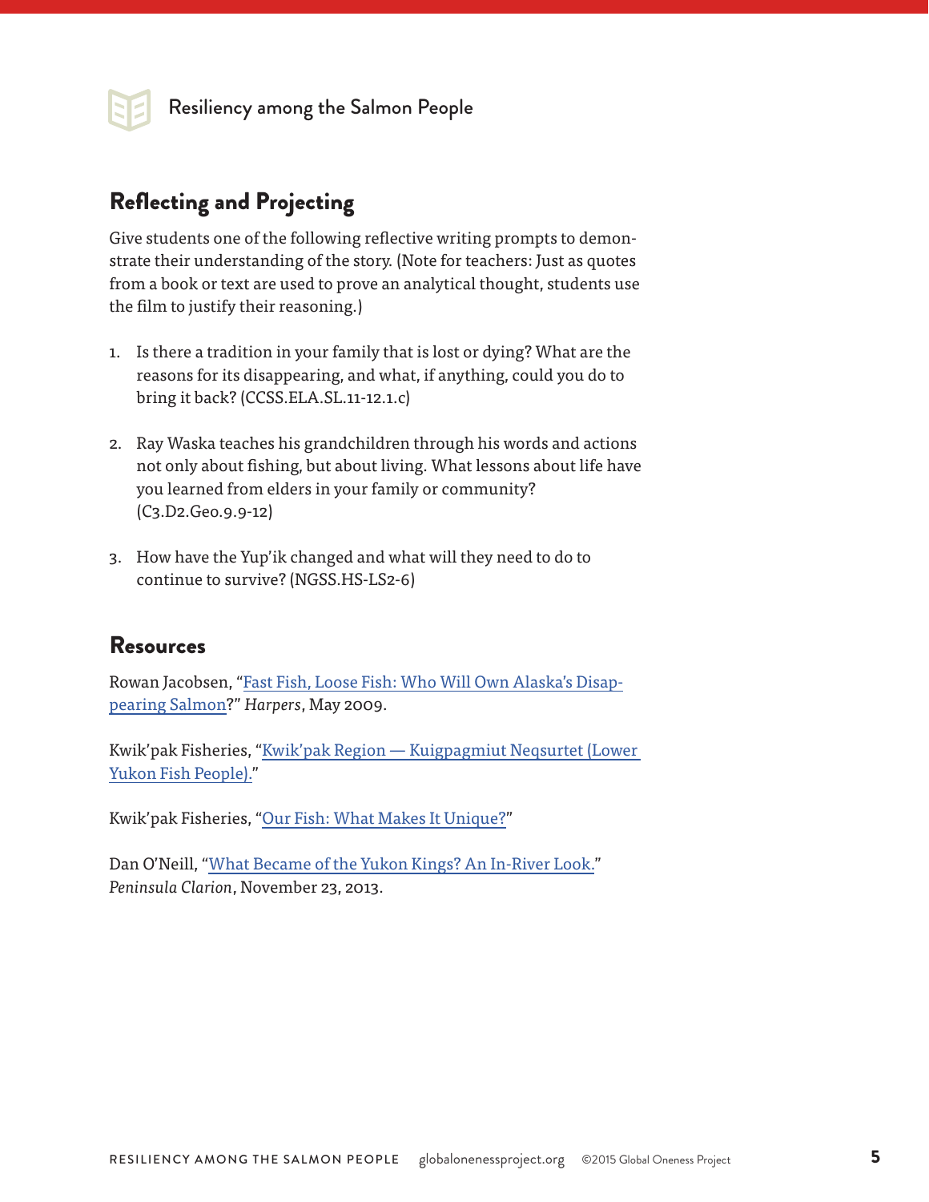## Reflecting and Projecting

Give students one of the following reflective writing prompts to demonstrate their understanding of the story. (Note for teachers: Just as quotes from a book or text are used to prove an analytical thought, students use the film to justify their reasoning.)

1. Is there a tradition in your family that is lost or dying? What are the reasons for its disappearing, and what, if anything, could you do to bring it back? (CCSS.ELA.SL.11-12.1.c)

2. Ray Waska teaches his grandchildren through his words and actions not only about fishing, but about living. What lessons about life have you learned from elders in your family or community? (C3.D2.Geo.9.9-12)

3. How have the Yup'ik changed and what will they need to do to continue to survive? (NGSS.HS-LS2-6)

## Resources

Rowan Jacobsen, "Fast Fish, Loose Fish: Who Will Own Alaska's Disappearing Salmon?" *Harpers*, May 2009.

Kwik'pak Fisheries, "Kwik'pak Region — Kuigpagmiut Neqsurtet (Lower Yukon Fish People)."

Kwik'pak Fisheries, "Our Fish: What Makes It Unique?"

Dan O'Neill, "What Became of the Yukon Kings? An In-River Look." *Peninsula Clarion*, November 23, 2013.